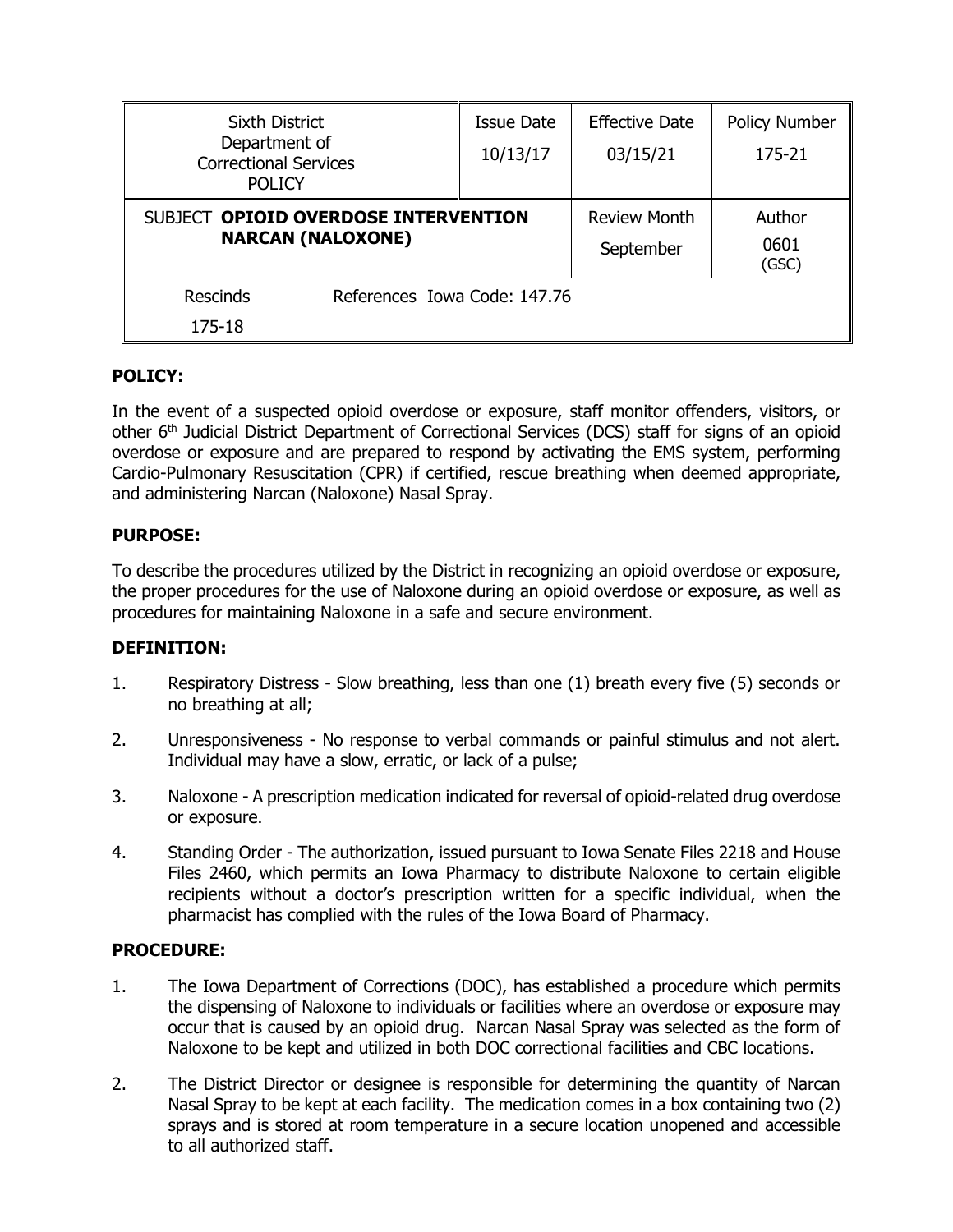| Sixth District Department of Correctional Services POLICY | | Issue Date 10/13/17 | Effective Date 03/15/21 | Policy Number 175-21 |
|---|---|---|---|---|
| SUBJECT **OPIOID OVERDOSE INTERVENTION NARCAN (NALOXONE)** | | | Review Month September | Author 0601 (GSC) |
| Rescinds 175-18 | References Iowa Code: 147.76 | | | |

**POLICY:**

In the event of a suspected opioid overdose or exposure, staff monitor offenders, visitors, or other 6th Judicial District Department of Correctional Services (DCS) staff for signs of an opioid overdose or exposure and are prepared to respond by activating the EMS system, performing Cardio-Pulmonary Resuscitation (CPR) if certified, rescue breathing when deemed appropriate, and administering Narcan (Naloxone) Nasal Spray.

**PURPOSE:**

To describe the procedures utilized by the District in recognizing an opioid overdose or exposure, the proper procedures for the use of Naloxone during an opioid overdose or exposure, as well as procedures for maintaining Naloxone in a safe and secure environment.

**DEFINITION:**

1. Respiratory Distress - Slow breathing, less than one (1) breath every five (5) seconds or no breathing at all;
2. Unresponsiveness - No response to verbal commands or painful stimulus and not alert. Individual may have a slow, erratic, or lack of a pulse;
3. Naloxone - A prescription medication indicated for reversal of opioid-related drug overdose or exposure.
4. Standing Order - The authorization, issued pursuant to Iowa Senate Files 2218 and House Files 2460, which permits an Iowa Pharmacy to distribute Naloxone to certain eligible recipients without a doctor's prescription written for a specific individual, when the pharmacist has complied with the rules of the Iowa Board of Pharmacy.

**PROCEDURE:**

1. The Iowa Department of Corrections (DOC), has established a procedure which permits the dispensing of Naloxone to individuals or facilities where an overdose or exposure may occur that is caused by an opioid drug. Narcan Nasal Spray was selected as the form of Naloxone to be kept and utilized in both DOC correctional facilities and CBC locations.
2. The District Director or designee is responsible for determining the quantity of Narcan Nasal Spray to be kept at each facility. The medication comes in a box containing two (2) sprays and is stored at room temperature in a secure location unopened and accessible to all authorized staff.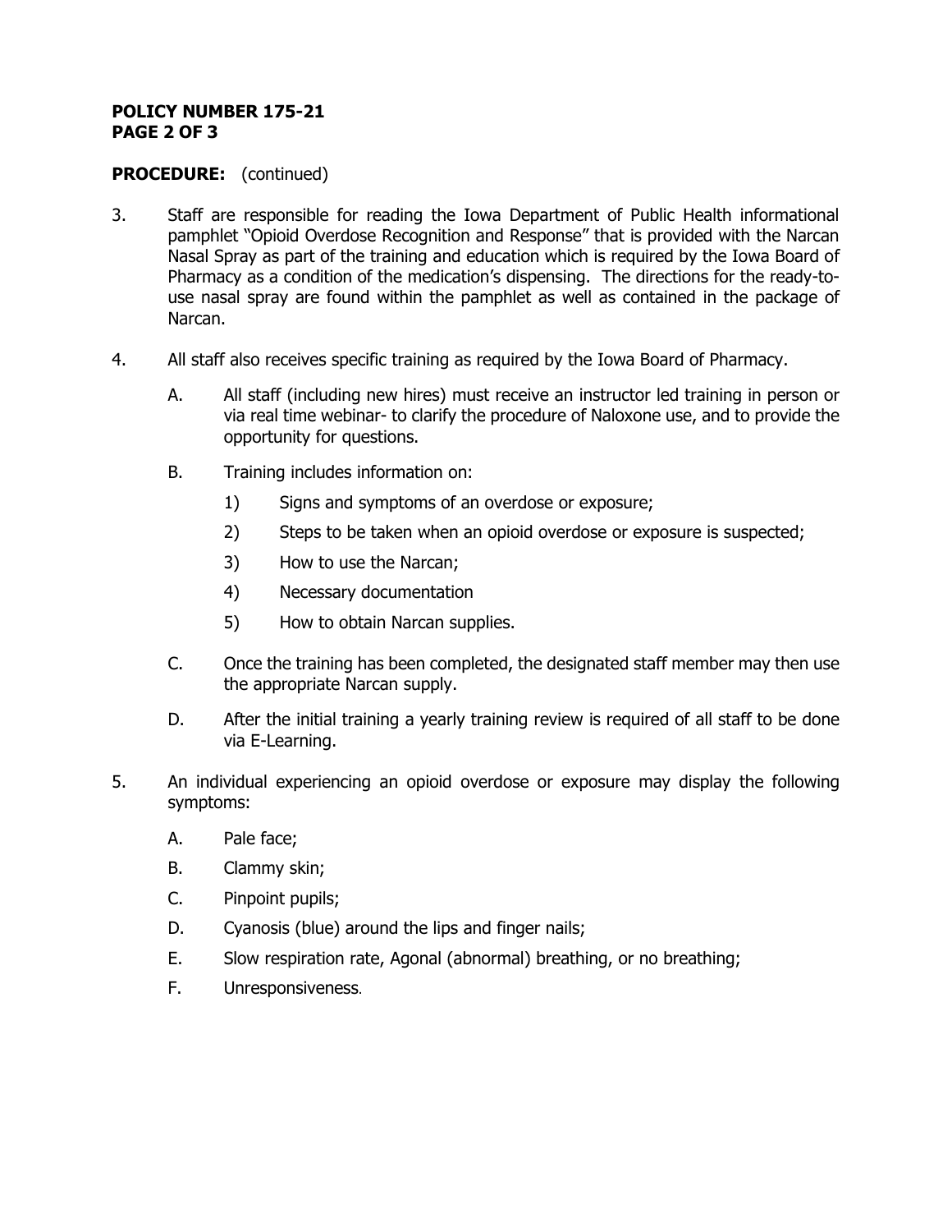**PROCEDURE:** (continued)

3. Staff are responsible for reading the Iowa Department of Public Health informational pamphlet "Opioid Overdose Recognition and Response" that is provided with the Narcan Nasal Spray as part of the training and education which is required by the Iowa Board of Pharmacy as a condition of the medication's dispensing. The directions for the ready-to-use nasal spray are found within the pamphlet as well as contained in the package of Narcan.

4. All staff also receives specific training as required by the Iowa Board of Pharmacy.

   A. All staff (including new hires) must receive an instructor led training in person or via real time webinar- to clarify the procedure of Naloxone use, and to provide the opportunity for questions.

   B. Training includes information on:

      1) Signs and symptoms of an overdose or exposure;

      2) Steps to be taken when an opioid overdose or exposure is suspected;

      3) How to use the Narcan;

      4) Necessary documentation

      5) How to obtain Narcan supplies.

   C. Once the training has been completed, the designated staff member may then use the appropriate Narcan supply.

   D. After the initial training a yearly training review is required of all staff to be done via E-Learning.

5. An individual experiencing an opioid overdose or exposure may display the following symptoms:

   A. Pale face;

   B. Clammy skin;

   C. Pinpoint pupils;

   D. Cyanosis (blue) around the lips and finger nails;

   E. Slow respiration rate, Agonal (abnormal) breathing, or no breathing;

   F. Unresponsiveness.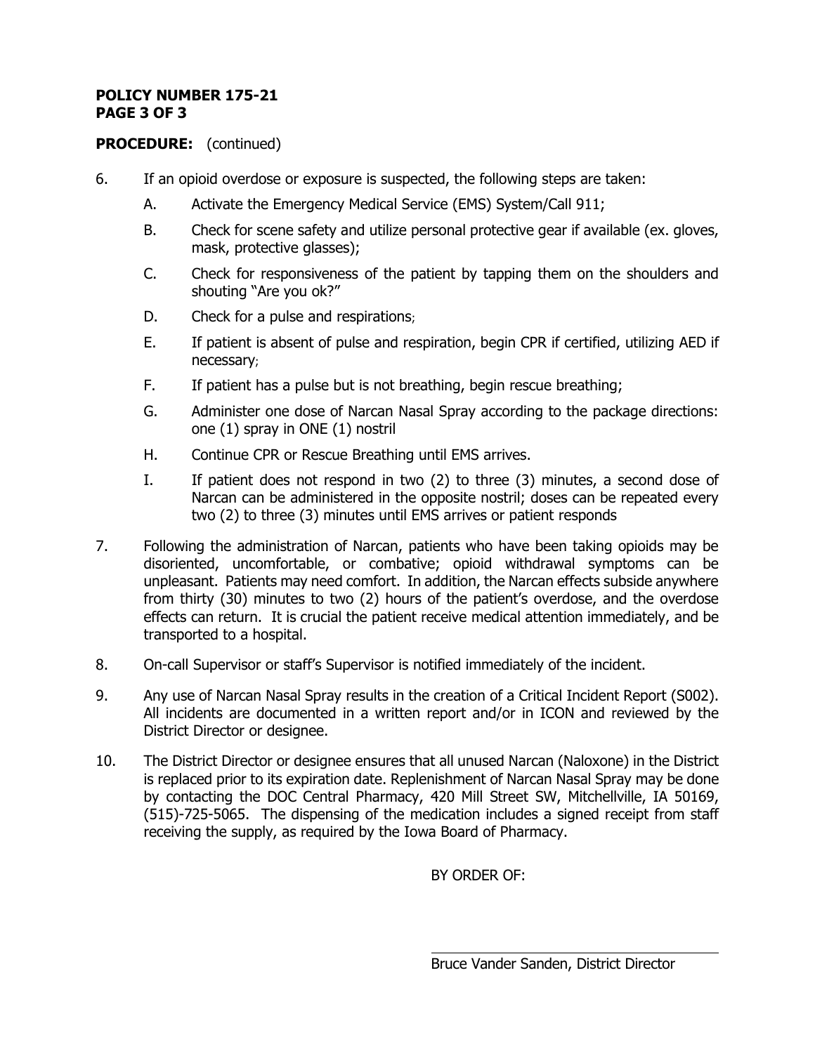**POLICY NUMBER 175-21**

**PROCEDURE:** (continued)

6. If an opioid overdose or exposure is suspected, the following steps are taken:

   A. Activate the Emergency Medical Service (EMS) System/Call 911;

   B. Check for scene safety and utilize personal protective gear if available (ex. gloves, mask, protective glasses);

   C. Check for responsiveness of the patient by tapping them on the shoulders and shouting "Are you ok?"

   D. Check for a pulse and respirations;

   E. If patient is absent of pulse and respiration, begin CPR if certified, utilizing AED if necessary;

   F. If patient has a pulse but is not breathing, begin rescue breathing;

   G. Administer one dose of Narcan Nasal Spray according to the package directions: one (1) spray in ONE (1) nostril

   H. Continue CPR or Rescue Breathing until EMS arrives.

   I. If patient does not respond in two (2) to three (3) minutes, a second dose of Narcan can be administered in the opposite nostril; doses can be repeated every two (2) to three (3) minutes until EMS arrives or patient responds

7. Following the administration of Narcan, patients who have been taking opioids may be disoriented, uncomfortable, or combative; opioid withdrawal symptoms can be unpleasant. Patients may need comfort. In addition, the Narcan effects subside anywhere from thirty (30) minutes to two (2) hours of the patient's overdose, and the overdose effects can return. It is crucial the patient receive medical attention immediately, and be transported to a hospital.

8. On-call Supervisor or staff's Supervisor is notified immediately of the incident.

9. Any use of Narcan Nasal Spray results in the creation of a Critical Incident Report (S002). All incidents are documented in a written report and/or in ICON and reviewed by the District Director or designee.

10. The District Director or designee ensures that all unused Narcan (Naloxone) in the District is replaced prior to its expiration date. Replenishment of Narcan Nasal Spray may be done by contacting the DOC Central Pharmacy, 420 Mill Street SW, Mitchellville, IA 50169, (515)-725-5065. The dispensing of the medication includes a signed receipt from staff receiving the supply, as required by the Iowa Board of Pharmacy.

BY ORDER OF:

Bruce Vander Sanden, District Director